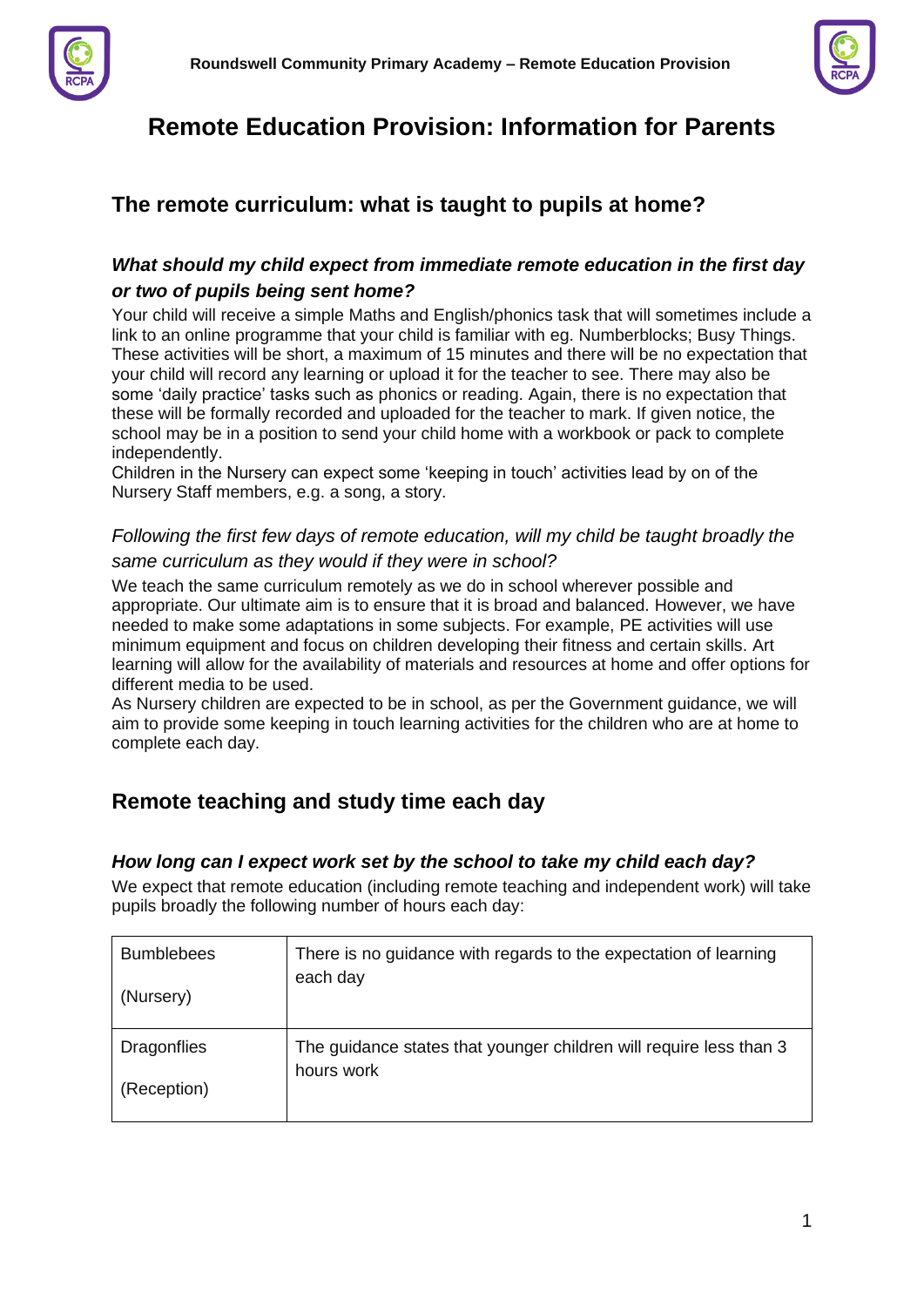# Remote Education Provision: Information for Parents

## The remote curriculum: what is taught to pupils at home?

### *What should my child expect from immediate remote education in the first day or two of pupils being sent home?*

Your child will receive a simple Maths and English/phonics task that will sometimes include a link to an online programme that your child is familiar with eg. Numberblocks; Busy Things. These activities will be short, a maximum of 15 minutes and there will be no expectation that your child will record any learning or upload it for the teacher to see. There may also be some 'daily practice' tasks such as phonics or reading. Again, there is no expectation that these will be formally recorded and uploaded for the teacher to mark. If given notice, the school may be in a position to send your child home with a workbook or pack to complete independently.
Children in the Nursery can expect some 'keeping in touch' activities lead by on of the Nursery Staff members, e.g. a song, a story.

### *Following the first few days of remote education, will my child be taught broadly the same curriculum as they would if they were in school?*

We teach the same curriculum remotely as we do in school wherever possible and appropriate. Our ultimate aim is to ensure that it is broad and balanced. However, we have needed to make some adaptations in some subjects. For example, PE activities will use minimum equipment and focus on children developing their fitness and certain skills. Art learning will allow for the availability of materials and resources at home and offer options for different media to be used.
As Nursery children are expected to be in school, as per the Government guidance, we will aim to provide some keeping in touch learning activities for the children who are at home to complete each day.

## Remote teaching and study time each day

### *How long can I expect work set by the school to take my child each day?*

We expect that remote education (including remote teaching and independent work) will take pupils broadly the following number of hours each day:

| Class | Expectation |
| --- | --- |
| Bumblebees (Nursery) | There is no guidance with regards to the expectation of learning each day |
| Dragonflies (Reception) | The guidance states that younger children will require less than 3 hours work |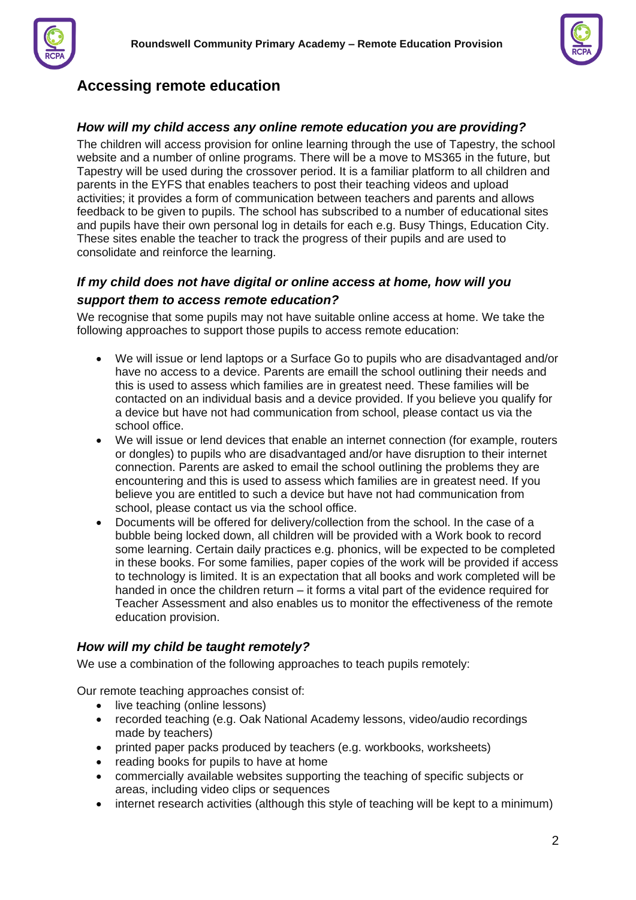## Accessing remote education

### *How will my child access any online remote education you are providing?*

The children will access provision for online learning through the use of Tapestry, the school website and a number of online programs. There will be a move to MS365 in the future, but Tapestry will be used during the crossover period. It is a familiar platform to all children and parents in the EYFS that enables teachers to post their teaching videos and upload activities; it provides a form of communication between teachers and parents and allows feedback to be given to pupils. The school has subscribed to a number of educational sites and pupils have their own personal log in details for each e.g. Busy Things, Education City. These sites enable the teacher to track the progress of their pupils and are used to consolidate and reinforce the learning.

### *If my child does not have digital or online access at home, how will you support them to access remote education?*

We recognise that some pupils may not have suitable online access at home. We take the following approaches to support those pupils to access remote education:

- We will issue or lend laptops or a Surface Go to pupils who are disadvantaged and/or have no access to a device. Parents are emaill the school outlining their needs and this is used to assess which families are in greatest need. These families will be contacted on an individual basis and a device provided. If you believe you qualify for a device but have not had communication from school, please contact us via the school office.
- We will issue or lend devices that enable an internet connection (for example, routers or dongles) to pupils who are disadvantaged and/or have disruption to their internet connection. Parents are asked to email the school outlining the problems they are encountering and this is used to assess which families are in greatest need. If you believe you are entitled to such a device but have not had communication from school, please contact us via the school office.
- Documents will be offered for delivery/collection from the school. In the case of a bubble being locked down, all children will be provided with a Work book to record some learning. Certain daily practices e.g. phonics, will be expected to be completed in these books. For some families, paper copies of the work will be provided if access to technology is limited. It is an expectation that all books and work completed will be handed in once the children return – it forms a vital part of the evidence required for Teacher Assessment and also enables us to monitor the effectiveness of the remote education provision.

### *How will my child be taught remotely?*

We use a combination of the following approaches to teach pupils remotely:

Our remote teaching approaches consist of:

- live teaching (online lessons)
- recorded teaching (e.g. Oak National Academy lessons, video/audio recordings made by teachers)
- printed paper packs produced by teachers (e.g. workbooks, worksheets)
- reading books for pupils to have at home
- commercially available websites supporting the teaching of specific subjects or areas, including video clips or sequences
- internet research activities (although this style of teaching will be kept to a minimum)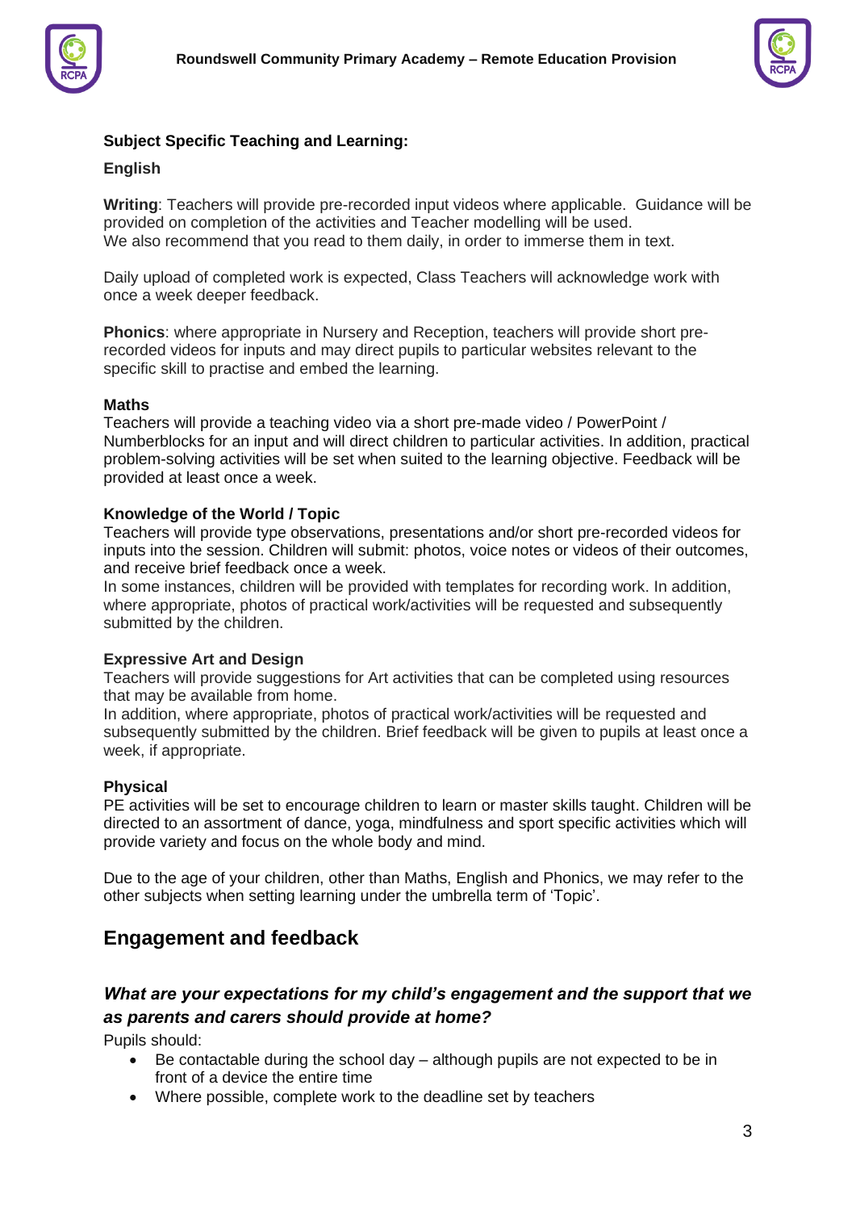**Subject Specific Teaching and Learning:**

**English**

**Writing**: Teachers will provide pre-recorded input videos where applicable. Guidance will be provided on completion of the activities and Teacher modelling will be used.
We also recommend that you read to them daily, in order to immerse them in text.

Daily upload of completed work is expected, Class Teachers will acknowledge work with once a week deeper feedback.

**Phonics**: where appropriate in Nursery and Reception, teachers will provide short pre-recorded videos for inputs and may direct pupils to particular websites relevant to the specific skill to practise and embed the learning.

**Maths**
Teachers will provide a teaching video via a short pre-made video / PowerPoint / Numberblocks for an input and will direct children to particular activities. In addition, practical problem-solving activities will be set when suited to the learning objective. Feedback will be provided at least once a week.

**Knowledge of the World / Topic**
Teachers will provide type observations, presentations and/or short pre-recorded videos for inputs into the session. Children will submit: photos, voice notes or videos of their outcomes, and receive brief feedback once a week.
In some instances, children will be provided with templates for recording work. In addition, where appropriate, photos of practical work/activities will be requested and subsequently submitted by the children.

**Expressive Art and Design**
Teachers will provide suggestions for Art activities that can be completed using resources that may be available from home.
In addition, where appropriate, photos of practical work/activities will be requested and subsequently submitted by the children. Brief feedback will be given to pupils at least once a week, if appropriate.

**Physical**
PE activities will be set to encourage children to learn or master skills taught. Children will be directed to an assortment of dance, yoga, mindfulness and sport specific activities which will provide variety and focus on the whole body and mind.

Due to the age of your children, other than Maths, English and Phonics, we may refer to the other subjects when setting learning under the umbrella term of 'Topic'.

## Engagement and feedback

### *What are your expectations for my child's engagement and the support that we as parents and carers should provide at home?*

Pupils should:

- Be contactable during the school day – although pupils are not expected to be in front of a device the entire time
- Where possible, complete work to the deadline set by teachers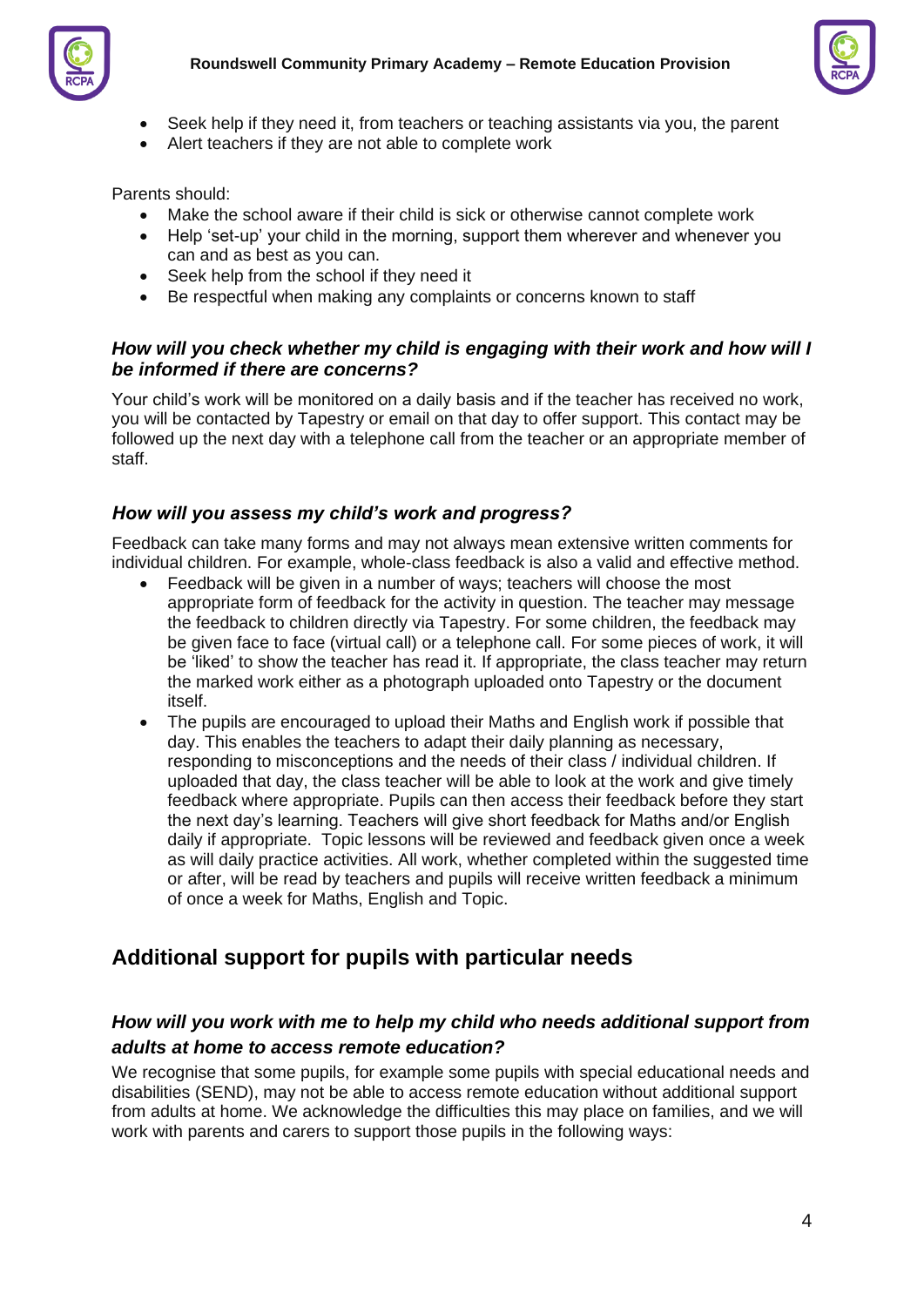- Seek help if they need it, from teachers or teaching assistants via you, the parent
- Alert teachers if they are not able to complete work

Parents should:

- Make the school aware if their child is sick or otherwise cannot complete work
- Help 'set-up' your child in the morning, support them wherever and whenever you can and as best as you can.
- Seek help from the school if they need it
- Be respectful when making any complaints or concerns known to staff

### *How will you check whether my child is engaging with their work and how will I be informed if there are concerns?*

Your child's work will be monitored on a daily basis and if the teacher has received no work, you will be contacted by Tapestry or email on that day to offer support. This contact may be followed up the next day with a telephone call from the teacher or an appropriate member of staff.

### *How will you assess my child's work and progress?*

Feedback can take many forms and may not always mean extensive written comments for individual children. For example, whole-class feedback is also a valid and effective method.

- Feedback will be given in a number of ways; teachers will choose the most appropriate form of feedback for the activity in question. The teacher may message the feedback to children directly via Tapestry. For some children, the feedback may be given face to face (virtual call) or a telephone call. For some pieces of work, it will be 'liked' to show the teacher has read it. If appropriate, the class teacher may return the marked work either as a photograph uploaded onto Tapestry or the document itself.
- The pupils are encouraged to upload their Maths and English work if possible that day. This enables the teachers to adapt their daily planning as necessary, responding to misconceptions and the needs of their class / individual children. If uploaded that day, the class teacher will be able to look at the work and give timely feedback where appropriate. Pupils can then access their feedback before they start the next day's learning. Teachers will give short feedback for Maths and/or English daily if appropriate. Topic lessons will be reviewed and feedback given once a week as will daily practice activities. All work, whether completed within the suggested time or after, will be read by teachers and pupils will receive written feedback a minimum of once a week for Maths, English and Topic.

## Additional support for pupils with particular needs

### *How will you work with me to help my child who needs additional support from adults at home to access remote education?*

We recognise that some pupils, for example some pupils with special educational needs and disabilities (SEND), may not be able to access remote education without additional support from adults at home. We acknowledge the difficulties this may place on families, and we will work with parents and carers to support those pupils in the following ways: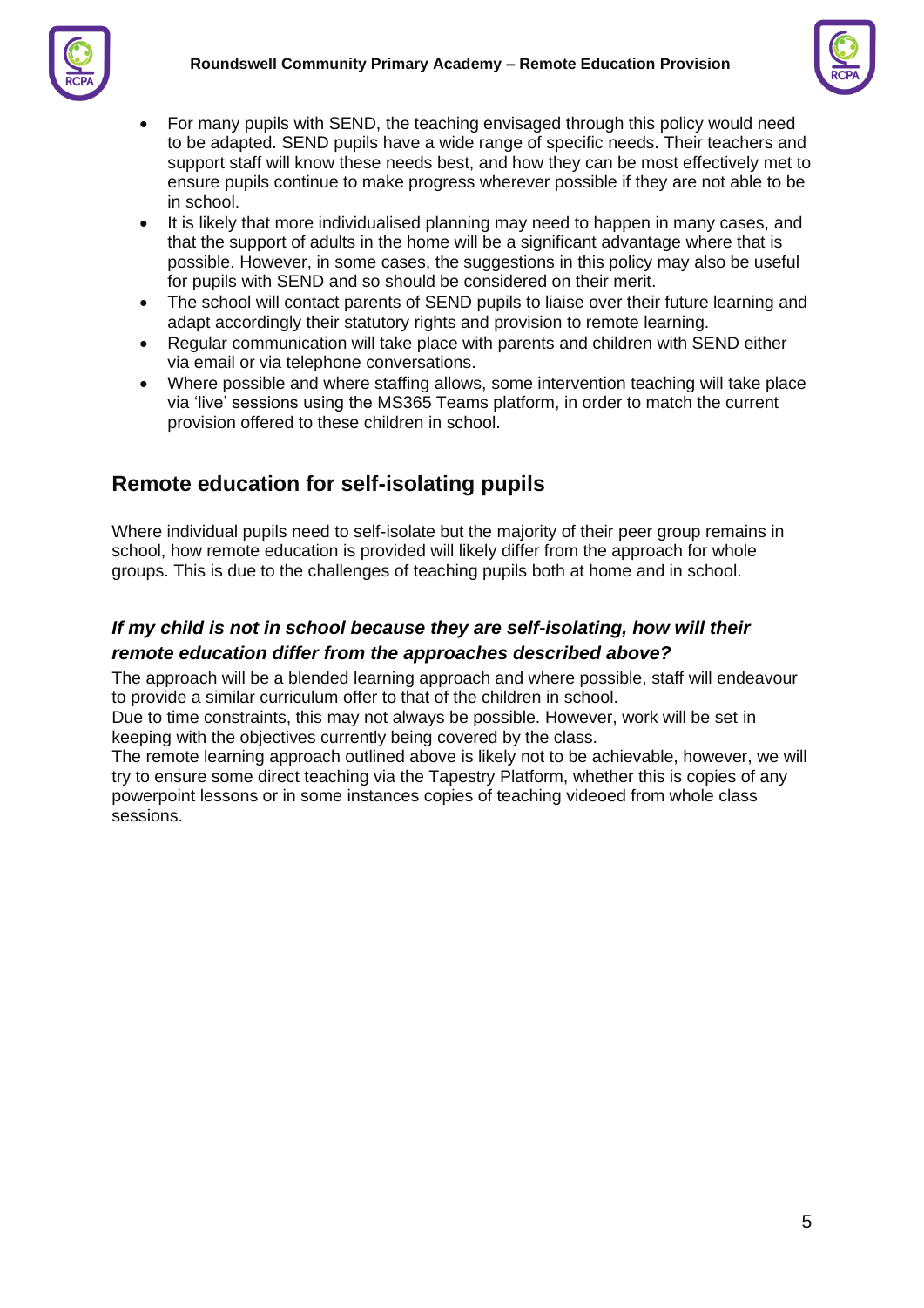- For many pupils with SEND, the teaching envisaged through this policy would need to be adapted. SEND pupils have a wide range of specific needs. Their teachers and support staff will know these needs best, and how they can be most effectively met to ensure pupils continue to make progress wherever possible if they are not able to be in school.
- It is likely that more individualised planning may need to happen in many cases, and that the support of adults in the home will be a significant advantage where that is possible. However, in some cases, the suggestions in this policy may also be useful for pupils with SEND and so should be considered on their merit.
- The school will contact parents of SEND pupils to liaise over their future learning and adapt accordingly their statutory rights and provision to remote learning.
- Regular communication will take place with parents and children with SEND either via email or via telephone conversations.
- Where possible and where staffing allows, some intervention teaching will take place via 'live' sessions using the MS365 Teams platform, in order to match the current provision offered to these children in school.

## Remote education for self-isolating pupils

Where individual pupils need to self-isolate but the majority of their peer group remains in school, how remote education is provided will likely differ from the approach for whole groups. This is due to the challenges of teaching pupils both at home and in school.

### *If my child is not in school because they are self-isolating, how will their remote education differ from the approaches described above?*

The approach will be a blended learning approach and where possible, staff will endeavour to provide a similar curriculum offer to that of the children in school.
Due to time constraints, this may not always be possible. However, work will be set in keeping with the objectives currently being covered by the class.
The remote learning approach outlined above is likely not to be achievable, however, we will try to ensure some direct teaching via the Tapestry Platform, whether this is copies of any powerpoint lessons or in some instances copies of teaching videoed from whole class sessions.